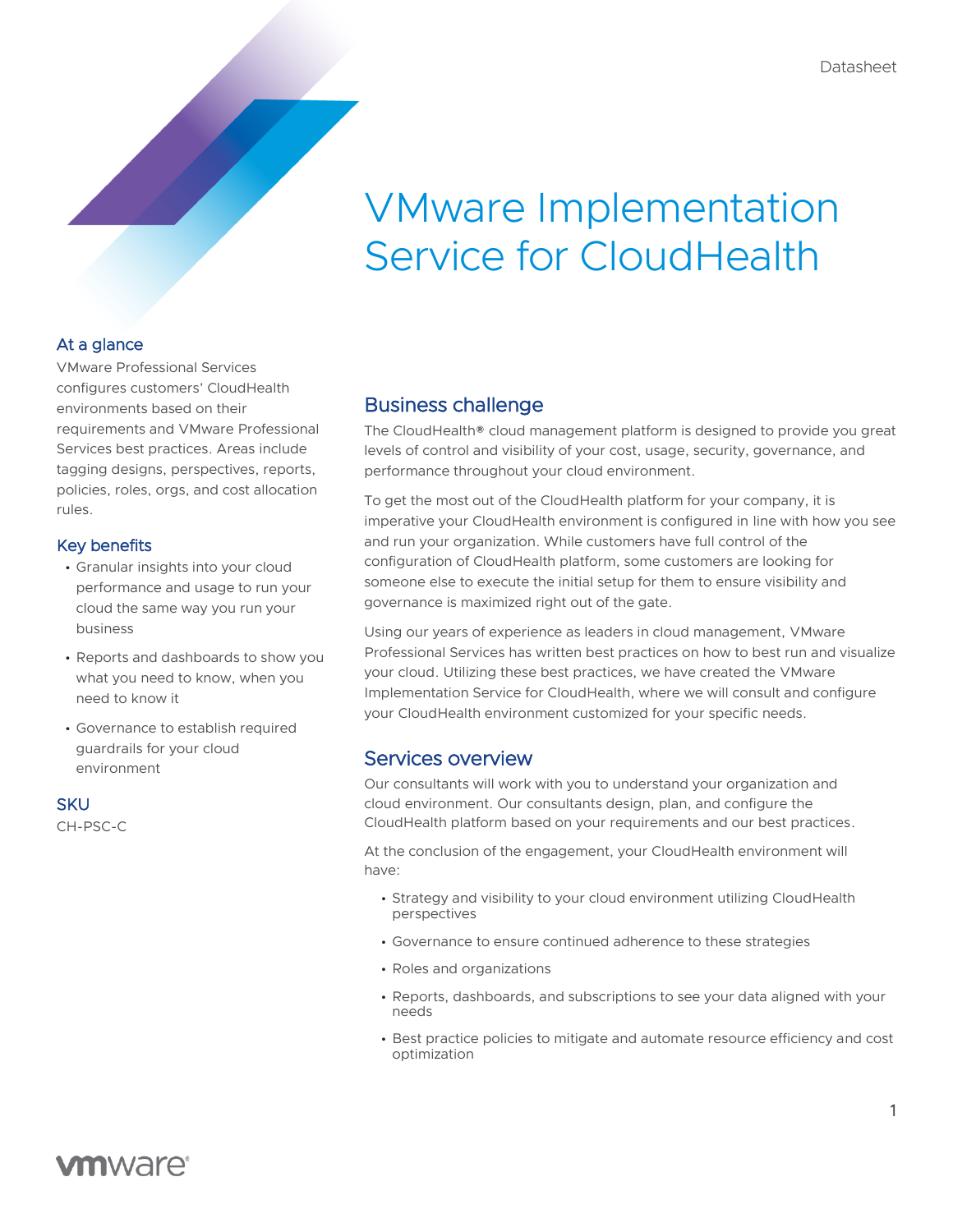Datasheet

# VMware Implementation Service for CloudHealth

## At a glance

VMware Professional Services configures customers' CloudHealth environments based on their requirements and VMware Professional Services best practices. Areas include tagging designs, perspectives, reports, policies, roles, orgs, and cost allocation rules.

## Key benefits

- Granular insights into your cloud performance and usage to run your cloud the same way you run your business
- Reports and dashboards to show you what you need to know, when you need to know it
- Governance to establish required guardrails for your cloud environment

## SKU

CH-PSC-C

## Business challenge

The CloudHealth® cloud management platform is designed to provide you great levels of control and visibility of your cost, usage, security, governance, and performance throughout your cloud environment.

To get the most out of the CloudHealth platform for your company, it is imperative your CloudHealth environment is configured in line with how you see and run your organization. While customers have full control of the configuration of CloudHealth platform, some customers are looking for someone else to execute the initial setup for them to ensure visibility and governance is maximized right out of the gate.

Using our years of experience as leaders in cloud management, VMware Professional Services has written best practices on how to best run and visualize your cloud. Utilizing these best practices, we have created the VMware Implementation Service for CloudHealth, where we will consult and configure your CloudHealth environment customized for your specific needs.

## Services overview

Our consultants will work with you to understand your organization and cloud environment. Our consultants design, plan, and configure the CloudHealth platform based on your requirements and our best practices.

At the conclusion of the engagement, your CloudHealth environment will have:

- Strategy and visibility to your cloud environment utilizing CloudHealth perspectives
- Governance to ensure continued adherence to these strategies
- Roles and organizations
- Reports, dashboards, and subscriptions to see your data aligned with your needs
- Best practice policies to mitigate and automate resource efficiency and cost optimization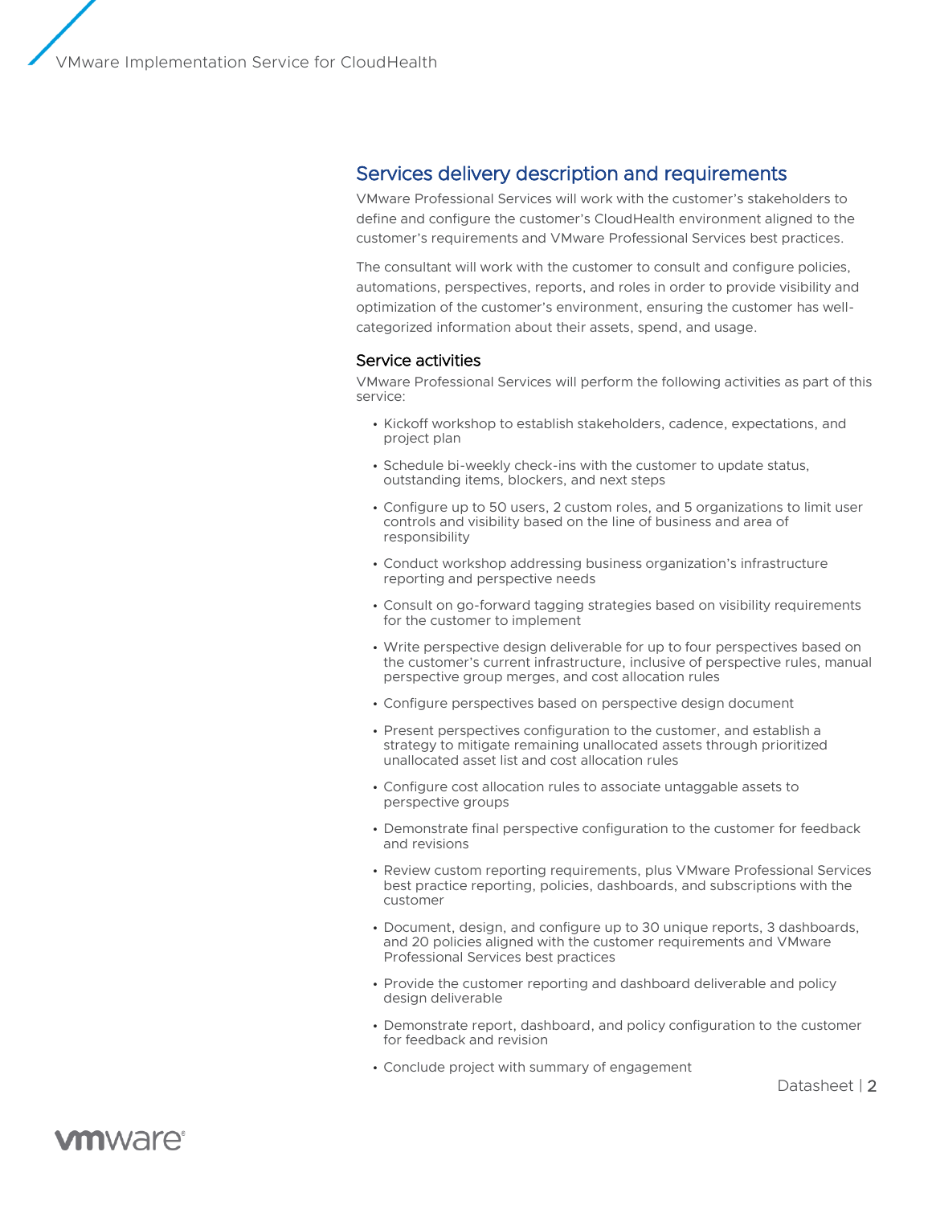## Services delivery description and requirements

VMware Professional Services will work with the customer's stakeholders to define and configure the customer's CloudHealth environment aligned to the customer's requirements and VMware Professional Services best practices.

The consultant will work with the customer to consult and configure policies, automations, perspectives, reports, and roles in order to provide visibility and optimization of the customer's environment, ensuring the customer has well-categorized information about their assets, spend, and usage.

### Service activities

VMware Professional Services will perform the following activities as part of this service:

- Kickoff workshop to establish stakeholders, cadence, expectations, and project plan
- Schedule bi-weekly check-ins with the customer to update status, outstanding items, blockers, and next steps
- Configure up to 50 users, 2 custom roles, and 5 organizations to limit user controls and visibility based on the line of business and area of responsibility
- Conduct workshop addressing business organization's infrastructure reporting and perspective needs
- Consult on go-forward tagging strategies based on visibility requirements for the customer to implement
- Write perspective design deliverable for up to four perspectives based on the customer's current infrastructure, inclusive of perspective rules, manual perspective group merges, and cost allocation rules
- Configure perspectives based on perspective design document
- Present perspectives configuration to the customer, and establish a strategy to mitigate remaining unallocated assets through prioritized unallocated asset list and cost allocation rules
- Configure cost allocation rules to associate untaggable assets to perspective groups
- Demonstrate final perspective configuration to the customer for feedback and revisions
- Review custom reporting requirements, plus VMware Professional Services best practice reporting, policies, dashboards, and subscriptions with the customer
- Document, design, and configure up to 30 unique reports, 3 dashboards, and 20 policies aligned with the customer requirements and VMware Professional Services best practices
- Provide the customer reporting and dashboard deliverable and policy design deliverable
- Demonstrate report, dashboard, and policy configuration to the customer for feedback and revision
- Conclude project with summary of engagement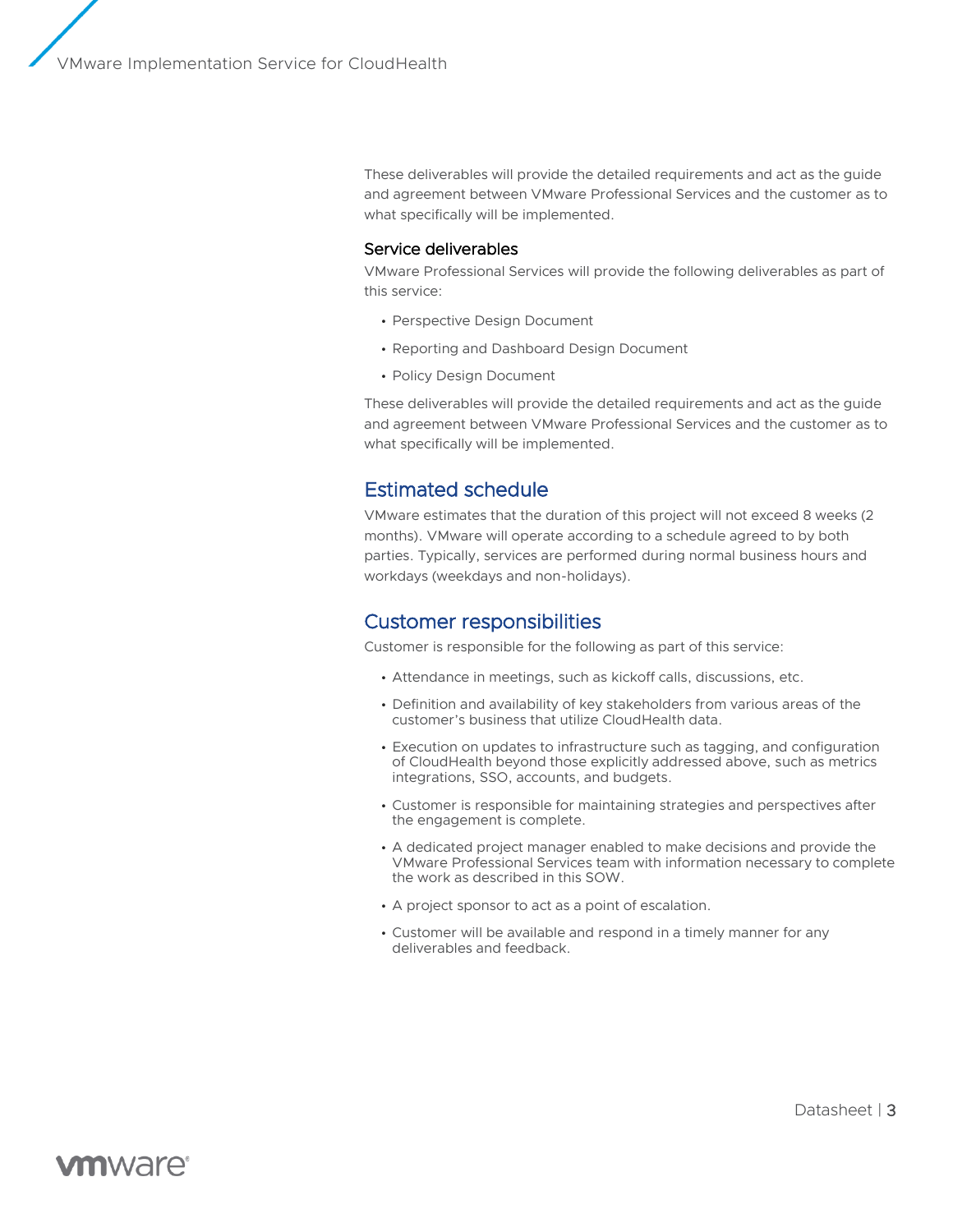These deliverables will provide the detailed requirements and act as the guide and agreement between VMware Professional Services and the customer as to what specifically will be implemented.

### Service deliverables

VMware Professional Services will provide the following deliverables as part of this service:

- Perspective Design Document
- Reporting and Dashboard Design Document
- Policy Design Document

These deliverables will provide the detailed requirements and act as the guide and agreement between VMware Professional Services and the customer as to what specifically will be implemented.

## Estimated schedule

VMware estimates that the duration of this project will not exceed 8 weeks (2 months). VMware will operate according to a schedule agreed to by both parties. Typically, services are performed during normal business hours and workdays (weekdays and non-holidays).

## Customer responsibilities

Customer is responsible for the following as part of this service:

- Attendance in meetings, such as kickoff calls, discussions, etc.
- Definition and availability of key stakeholders from various areas of the customer's business that utilize CloudHealth data.
- Execution on updates to infrastructure such as tagging, and configuration of CloudHealth beyond those explicitly addressed above, such as metrics integrations, SSO, accounts, and budgets.
- Customer is responsible for maintaining strategies and perspectives after the engagement is complete.
- A dedicated project manager enabled to make decisions and provide the VMware Professional Services team with information necessary to complete the work as described in this SOW.
- A project sponsor to act as a point of escalation.
- Customer will be available and respond in a timely manner for any deliverables and feedback.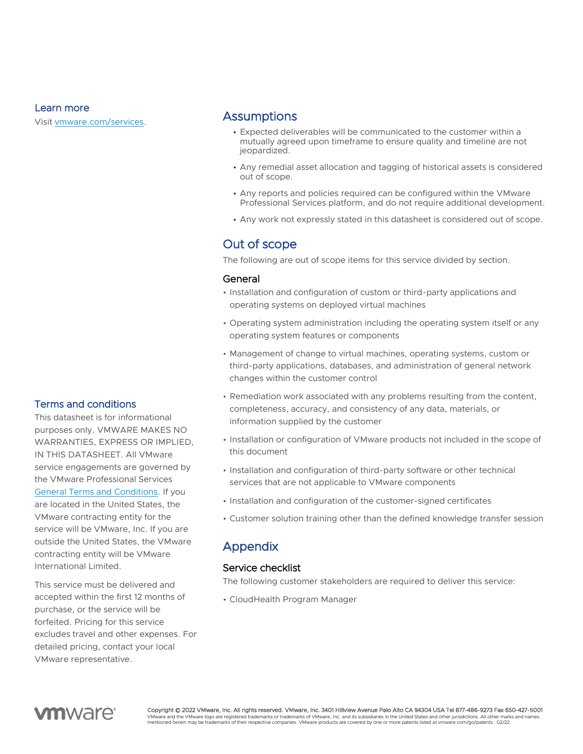## Learn more

Visit [vmware.com/services](vmware.com/services).

## Terms and conditions

This datasheet is for informational purposes only. VMWARE MAKES NO WARRANTIES, EXPRESS OR IMPLIED, IN THIS DATASHEET. All VMware service engagements are governed by the VMware Professional Services General Terms and Conditions. If you are located in the United States, the VMware contracting entity for the service will be VMware, Inc. If you are outside the United States, the VMware contracting entity will be VMware International Limited.

This service must be delivered and accepted within the first 12 months of purchase, or the service will be forfeited. Pricing for this service excludes travel and other expenses. For detailed pricing, contact your local VMware representative.

## Assumptions

- Expected deliverables will be communicated to the customer within a mutually agreed upon timeframe to ensure quality and timeline are not jeopardized.
- Any remedial asset allocation and tagging of historical assets is considered out of scope.
- Any reports and policies required can be configured within the VMware Professional Services platform, and do not require additional development.
- Any work not expressly stated in this datasheet is considered out of scope.

## Out of scope

The following are out of scope items for this service divided by section.

### General

- Installation and configuration of custom or third-party applications and operating systems on deployed virtual machines
- Operating system administration including the operating system itself or any operating system features or components
- Management of change to virtual machines, operating systems, custom or third-party applications, databases, and administration of general network changes within the customer control
- Remediation work associated with any problems resulting from the content, completeness, accuracy, and consistency of any data, materials, or information supplied by the customer
- Installation or configuration of VMware products not included in the scope of this document
- Installation and configuration of third-party software or other technical services that are not applicable to VMware components
- Installation and configuration of the customer-signed certificates
- Customer solution training other than the defined knowledge transfer session

## Appendix

### Service checklist

The following customer stakeholders are required to deliver this service:

- CloudHealth Program Manager

Copyright © 2022 VMware, Inc. All rights reserved. VMware, Inc. 3401 Hillview Avenue Palo Alto CA 94304 USA Tel 877-486-9273 Fax 650-427-5001 VMware and the VMware logo are registered trademarks or trademarks of VMware, Inc. and its subsidiaries in the United States and other jurisdictions. All other marks and names mentioned herein may be trademarks of their respective companies. VMware products are covered by one or more patents listed at vmware.com/go/patents. 02/22